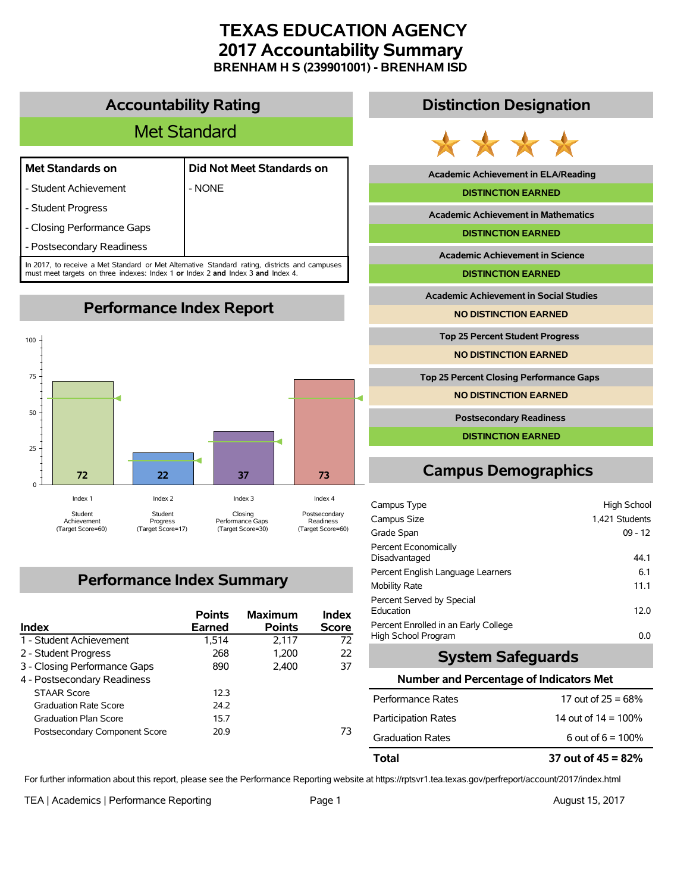# TEXAS EDUCATION AGENCY
# 2017 Accountability Summary
### BRENHAM H S (239901001) - BRENHAM ISD

## Accountability Rating

**Met Standard**

| Met Standards on | Did Not Meet Standards on |
|---|---|
| - Student Achievement | - NONE |
| - Student Progress | |
| - Closing Performance Gaps | |
| - Postsecondary Readiness | |

In 2017, to receive a Met Standard or Met Alternative Standard rating, districts and campuses must meet targets on three indexes: Index 1 **or** Index 2 **and** Index 3 **and** Index 4.

## Performance Index Report

| Index | Description | Score | Target Score |
|---|---|---|---|
| Index 1 | Student Achievement | 72 | 60 |
| Index 2 | Student Progress | 22 | 17 |
| Index 3 | Closing Performance Gaps | 37 | 30 |
| Index 4 | Postsecondary Readiness | 73 | 60 |

## Performance Index Summary

| Index | Points Earned | Maximum Points | Index Score |
|---|---|---|---|
| 1 - Student Achievement | 1,514 | 2,117 | 72 |
| 2 - Student Progress | 268 | 1,200 | 22 |
| 3 - Closing Performance Gaps | 890 | 2,400 | 37 |
| 4 - Postsecondary Readiness | | | |
| STAAR Score | 12.3 | | |
| Graduation Rate Score | 24.2 | | |
| Graduation Plan Score | 15.7 | | |
| Postsecondary Component Score | 20.9 | | 73 |

## Distinction Designation

| Distinction | Result |
|---|---|
| Academic Achievement in ELA/Reading | DISTINCTION EARNED |
| Academic Achievement in Mathematics | DISTINCTION EARNED |
| Academic Achievement in Science | DISTINCTION EARNED |
| Academic Achievement in Social Studies | NO DISTINCTION EARNED |
| Top 25 Percent Student Progress | NO DISTINCTION EARNED |
| Top 25 Percent Closing Performance Gaps | NO DISTINCTION EARNED |
| Postsecondary Readiness | DISTINCTION EARNED |

## Campus Demographics

| | |
|---|---|
| Campus Type | High School |
| Campus Size | 1,421 Students |
| Grade Span | 09 - 12 |
| Percent Economically Disadvantaged | 44.1 |
| Percent English Language Learners | 6.1 |
| Mobility Rate | 11.1 |
| Percent Served by Special Education | 12.0 |
| Percent Enrolled in an Early College High School Program | 0.0 |

## System Safeguards

**Number and Percentage of Indicators Met**

| | |
|---|---|
| Performance Rates | 17 out of 25 = 68% |
| Participation Rates | 14 out of 14 = 100% |
| Graduation Rates | 6 out of 6 = 100% |
| **Total** | **37 out of 45 = 82%** |

For further information about this report, please see the Performance Reporting website at https://rptsvr1.tea.texas.gov/perfreport/account/2017/index.html

TEA | Academics | Performance Reporting — August 15, 2017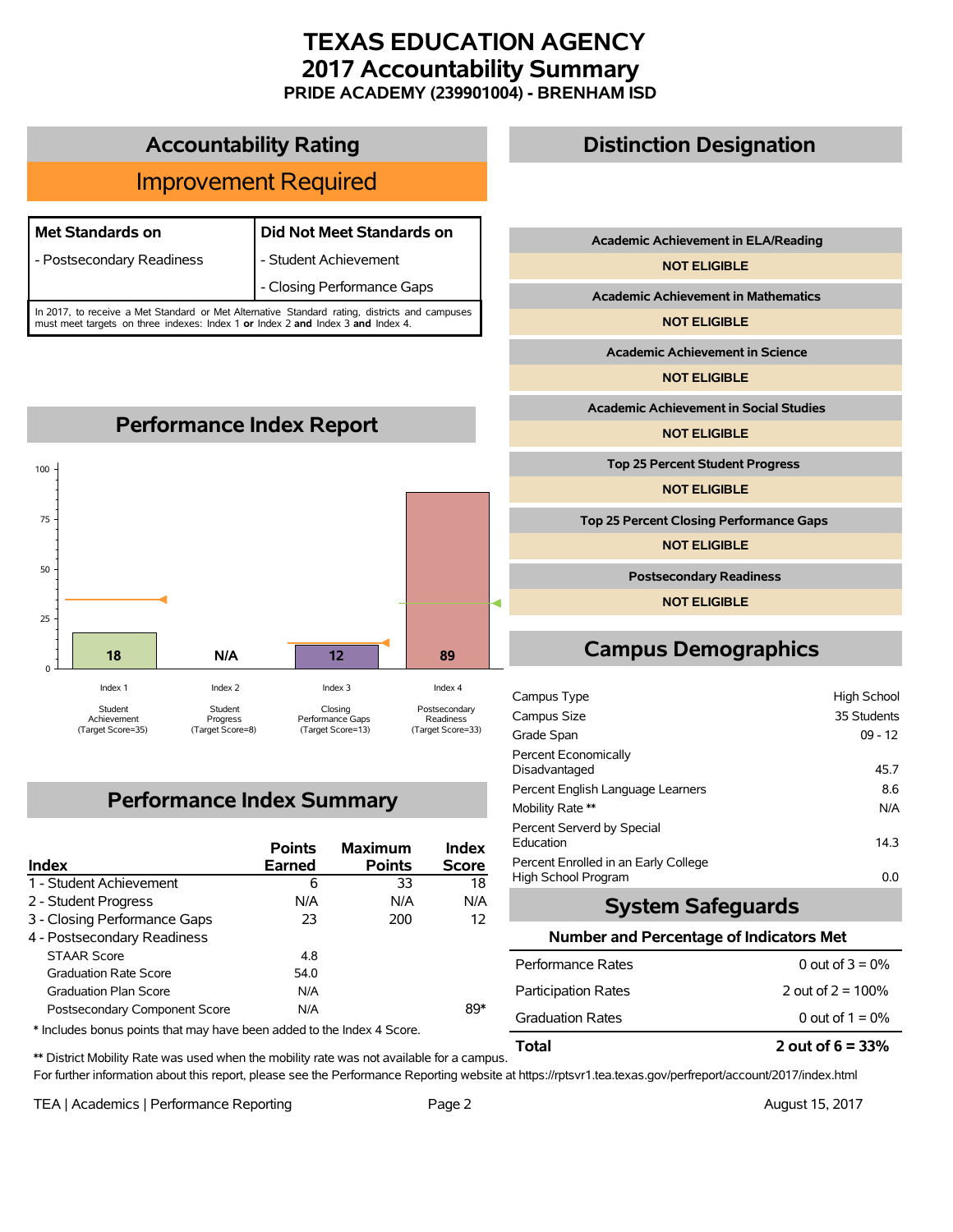# TEXAS EDUCATION AGENCY
# 2017 Accountability Summary
### PRIDE ACADEMY (239901004) - BRENHAM ISD

## Accountability Rating

**Improvement Required**

| Met Standards on | Did Not Meet Standards on |
|---|---|
| - Postsecondary Readiness | - Student Achievement |
| | - Closing Performance Gaps |

In 2017, to receive a Met Standard or Met Alternative Standard rating, districts and campuses must meet targets on three indexes: Index 1 **or** Index 2 **and** Index 3 **and** Index 4.

## Performance Index Report

| Index | Score | Target Score |
|---|---|---|
| Index 1 - Student Achievement | 18 | 35 |
| Index 2 - Student Progress | N/A | 8 |
| Index 3 - Closing Performance Gaps | 12 | 13 |
| Index 4 - Postsecondary Readiness | 89 | 33 |

## Performance Index Summary

| Index | Points Earned | Maximum Points | Index Score |
|---|---|---|---|
| 1 - Student Achievement | 6 | 33 | 18 |
| 2 - Student Progress | N/A | N/A | N/A |
| 3 - Closing Performance Gaps | 23 | 200 | 12 |
| 4 - Postsecondary Readiness | | | |
| STAAR Score | 4.8 | | |
| Graduation Rate Score | 54.0 | | |
| Graduation Plan Score | N/A | | |
| Postsecondary Component Score | N/A | | 89* |

\* Includes bonus points that may have been added to the Index 4 Score.

## Distinction Designation

| Distinction | Status |
|---|---|
| Academic Achievement in ELA/Reading | NOT ELIGIBLE |
| Academic Achievement in Mathematics | NOT ELIGIBLE |
| Academic Achievement in Science | NOT ELIGIBLE |
| Academic Achievement in Social Studies | NOT ELIGIBLE |
| Top 25 Percent Student Progress | NOT ELIGIBLE |
| Top 25 Percent Closing Performance Gaps | NOT ELIGIBLE |
| Postsecondary Readiness | NOT ELIGIBLE |

## Campus Demographics

| | |
|---|---|
| Campus Type | High School |
| Campus Size | 35 Students |
| Grade Span | 09 - 12 |
| Percent Economically Disadvantaged | 45.7 |
| Percent English Language Learners | 8.6 |
| Mobility Rate ** | N/A |
| Percent Serverd by Special Education | 14.3 |
| Percent Enrolled in an Early College High School Program | 0.0 |

## System Safeguards

**Number and Percentage of Indicators Met**

| | |
|---|---|
| Performance Rates | 0 out of 3 = 0% |
| Participation Rates | 2 out of 2 = 100% |
| Graduation Rates | 0 out of 1 = 0% |
| **Total** | **2 out of 6 = 33%** |

** District Mobility Rate was used when the mobility rate was not available for a campus.

For further information about this report, please see the Performance Reporting website at https://rptsvr1.tea.texas.gov/perfreport/account/2017/index.html

TEA | Academics | Performance Reporting — August 15, 2017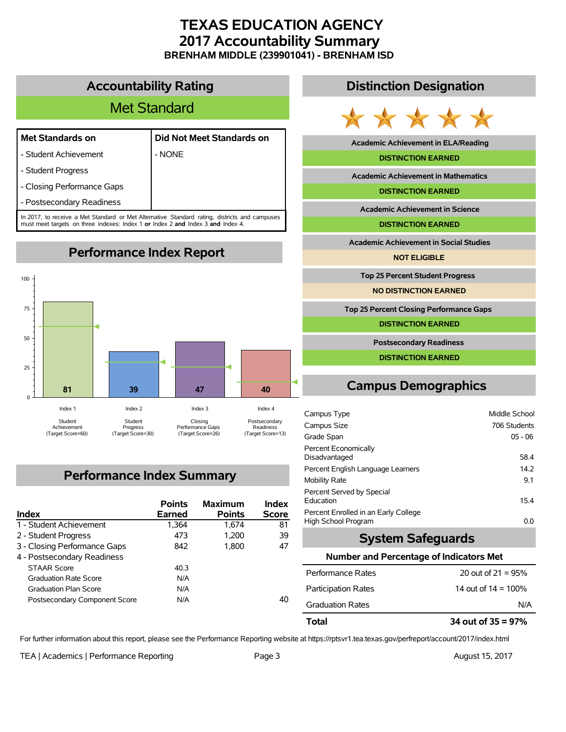# TEXAS EDUCATION AGENCY
## 2017 Accountability Summary
### BRENHAM MIDDLE (239901041) - BRENHAM ISD

## Accountability Rating

**Met Standard**

| Met Standards on | Did Not Meet Standards on |
|---|---|
| - Student Achievement | - NONE |
| - Student Progress | |
| - Closing Performance Gaps | |
| - Postsecondary Readiness | |

In 2017, to receive a Met Standard or Met Alternative Standard rating, districts and campuses must meet targets on three indexes: Index 1 **or** Index 2 **and** Index 3 **and** Index 4.

## Performance Index Report

| Index | Score | Target Score |
|---|---|---|
| Index 1 Student Achievement | 81 | 60 |
| Index 2 Student Progress | 39 | 30 |
| Index 3 Closing Performance Gaps | 47 | 26 |
| Index 4 Postsecondary Readiness | 40 | 13 |

## Performance Index Summary

| Index | Points Earned | Maximum Points | Index Score |
|---|---|---|---|
| 1 - Student Achievement | 1,364 | 1,674 | 81 |
| 2 - Student Progress | 473 | 1,200 | 39 |
| 3 - Closing Performance Gaps | 842 | 1,800 | 47 |
| 4 - Postsecondary Readiness | | | |
| STAAR Score | 40.3 | | |
| Graduation Rate Score | N/A | | |
| Graduation Plan Score | N/A | | |
| Postsecondary Component Score | N/A | | 40 |

## Distinction Designation

| Distinction | Status |
|---|---|
| Academic Achievement in ELA/Reading | DISTINCTION EARNED |
| Academic Achievement in Mathematics | DISTINCTION EARNED |
| Academic Achievement in Science | DISTINCTION EARNED |
| Academic Achievement in Social Studies | NOT ELIGIBLE |
| Top 25 Percent Student Progress | NO DISTINCTION EARNED |
| Top 25 Percent Closing Performance Gaps | DISTINCTION EARNED |
| Postsecondary Readiness | DISTINCTION EARNED |

## Campus Demographics

| | |
|---|---|
| Campus Type | Middle School |
| Campus Size | 706 Students |
| Grade Span | 05 - 06 |
| Percent Economically Disadvantaged | 58.4 |
| Percent English Language Learners | 14.2 |
| Mobility Rate | 9.1 |
| Percent Served by Special Education | 15.4 |
| Percent Enrolled in an Early College High School Program | 0.0 |

## System Safeguards

**Number and Percentage of Indicators Met**

| | |
|---|---|
| Performance Rates | 20 out of 21 = 95% |
| Participation Rates | 14 out of 14 = 100% |
| Graduation Rates | N/A |
| **Total** | **34 out of 35 = 97%** |

For further information about this report, please see the Performance Reporting website at https://rptsvr1.tea.texas.gov/perfreport/account/2017/index.html

TEA | Academics | Performance Reporting — August 15, 2017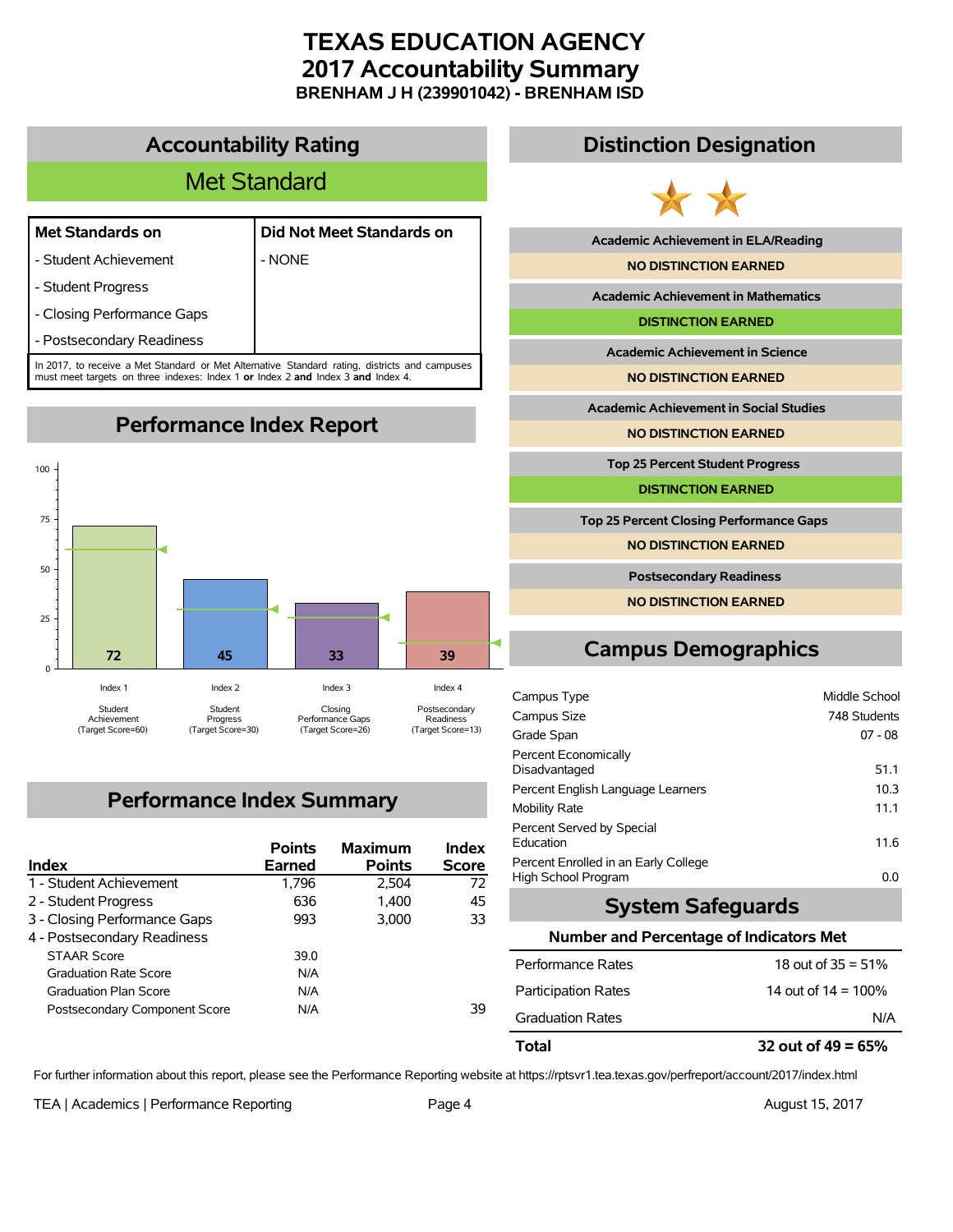# TEXAS EDUCATION AGENCY
# 2017 Accountability Summary
### BRENHAM J H (239901042) - BRENHAM ISD

## Accountability Rating

**Met Standard**

| Met Standards on | Did Not Meet Standards on |
|---|---|
| - Student Achievement | - NONE |
| - Student Progress | |
| - Closing Performance Gaps | |
| - Postsecondary Readiness | |

In 2017, to receive a Met Standard or Met Alternative Standard rating, districts and campuses must meet targets on three indexes: Index 1 **or** Index 2 **and** Index 3 **and** Index 4.

## Performance Index Report

| Index | Score | Target Score |
|---|---|---|
| Index 1 Student Achievement | 72 | 60 |
| Index 2 Student Progress | 45 | 30 |
| Index 3 Closing Performance Gaps | 33 | 26 |
| Index 4 Postsecondary Readiness | 39 | 13 |

## Performance Index Summary

| Index | Points Earned | Maximum Points | Index Score |
|---|---|---|---|
| 1 - Student Achievement | 1,796 | 2,504 | 72 |
| 2 - Student Progress | 636 | 1,400 | 45 |
| 3 - Closing Performance Gaps | 993 | 3,000 | 33 |
| 4 - Postsecondary Readiness | | | |
| STAAR Score | 39.0 | | |
| Graduation Rate Score | N/A | | |
| Graduation Plan Score | N/A | | |
| Postsecondary Component Score | N/A | | 39 |

## Distinction Designation

| Distinction | Result |
|---|---|
| Academic Achievement in ELA/Reading | NO DISTINCTION EARNED |
| Academic Achievement in Mathematics | DISTINCTION EARNED |
| Academic Achievement in Science | NO DISTINCTION EARNED |
| Academic Achievement in Social Studies | NO DISTINCTION EARNED |
| Top 25 Percent Student Progress | DISTINCTION EARNED |
| Top 25 Percent Closing Performance Gaps | NO DISTINCTION EARNED |
| Postsecondary Readiness | NO DISTINCTION EARNED |

## Campus Demographics

| | |
|---|---|
| Campus Type | Middle School |
| Campus Size | 748 Students |
| Grade Span | 07 - 08 |
| Percent Economically Disadvantaged | 51.1 |
| Percent English Language Learners | 10.3 |
| Mobility Rate | 11.1 |
| Percent Served by Special Education | 11.6 |
| Percent Enrolled in an Early College High School Program | 0.0 |

## System Safeguards

**Number and Percentage of Indicators Met**

| | |
|---|---|
| Performance Rates | 18 out of 35 = 51% |
| Participation Rates | 14 out of 14 = 100% |
| Graduation Rates | N/A |
| **Total** | **32 out of 49 = 65%** |

For further information about this report, please see the Performance Reporting website at https://rptsvr1.tea.texas.gov/perfreport/account/2017/index.html

TEA | Academics | Performance Reporting — August 15, 2017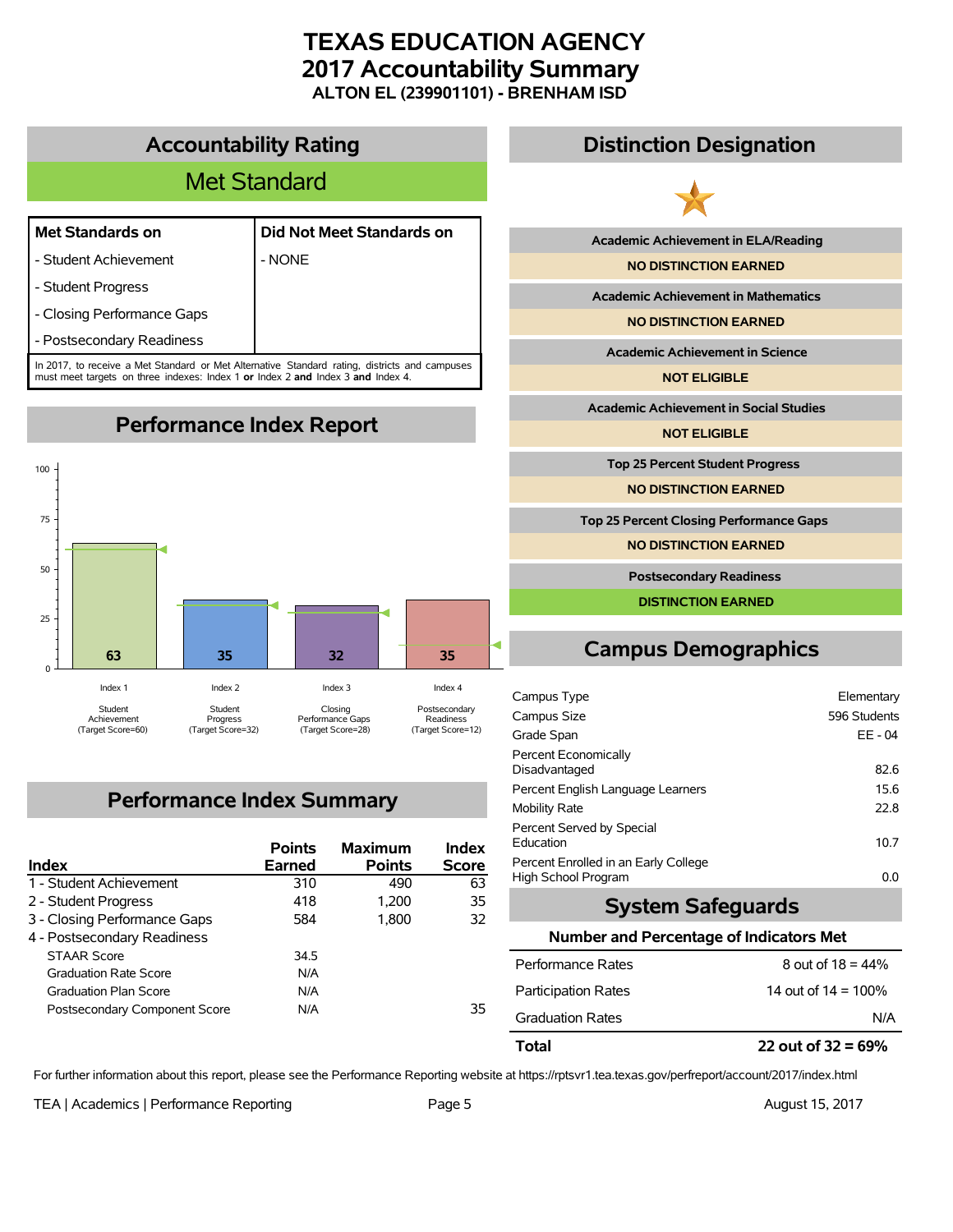# TEXAS EDUCATION AGENCY
# 2017 Accountability Summary
### ALTON EL (239901101) - BRENHAM ISD

## Accountability Rating

**Met Standard**

| Met Standards on | Did Not Meet Standards on |
|---|---|
| - Student Achievement | - NONE |
| - Student Progress | |
| - Closing Performance Gaps | |
| - Postsecondary Readiness | |

In 2017, to receive a Met Standard or Met Alternative Standard rating, districts and campuses must meet targets on three indexes: Index 1 **or** Index 2 **and** Index 3 **and** Index 4.

## Performance Index Report

| Index | Score | Target Score |
|---|---|---|
| Index 1 Student Achievement | 63 | 60 |
| Index 2 Student Progress | 35 | 32 |
| Index 3 Closing Performance Gaps | 32 | 28 |
| Index 4 Postsecondary Readiness | 35 | 12 |

## Performance Index Summary

| Index | Points Earned | Maximum Points | Index Score |
|---|---|---|---|
| 1 - Student Achievement | 310 | 490 | 63 |
| 2 - Student Progress | 418 | 1,200 | 35 |
| 3 - Closing Performance Gaps | 584 | 1,800 | 32 |
| 4 - Postsecondary Readiness | | | |
| STAAR Score | 34.5 | | |
| Graduation Rate Score | N/A | | |
| Graduation Plan Score | N/A | | |
| Postsecondary Component Score | N/A | | 35 |

## Distinction Designation

| Distinction | Result |
|---|---|
| Academic Achievement in ELA/Reading | NO DISTINCTION EARNED |
| Academic Achievement in Mathematics | NO DISTINCTION EARNED |
| Academic Achievement in Science | NOT ELIGIBLE |
| Academic Achievement in Social Studies | NOT ELIGIBLE |
| Top 25 Percent Student Progress | NO DISTINCTION EARNED |
| Top 25 Percent Closing Performance Gaps | NO DISTINCTION EARNED |
| Postsecondary Readiness | DISTINCTION EARNED |

## Campus Demographics

| | |
|---|---|
| Campus Type | Elementary |
| Campus Size | 596 Students |
| Grade Span | EE - 04 |
| Percent Economically Disadvantaged | 82.6 |
| Percent English Language Learners | 15.6 |
| Mobility Rate | 22.8 |
| Percent Served by Special Education | 10.7 |
| Percent Enrolled in an Early College High School Program | 0.0 |

## System Safeguards

**Number and Percentage of Indicators Met**

| | |
|---|---|
| Performance Rates | 8 out of 18 = 44% |
| Participation Rates | 14 out of 14 = 100% |
| Graduation Rates | N/A |
| **Total** | **22 out of 32 = 69%** |

For further information about this report, please see the Performance Reporting website at https://rptsvr1.tea.texas.gov/perfreport/account/2017/index.html

TEA | Academics | Performance Reporting    August 15, 2017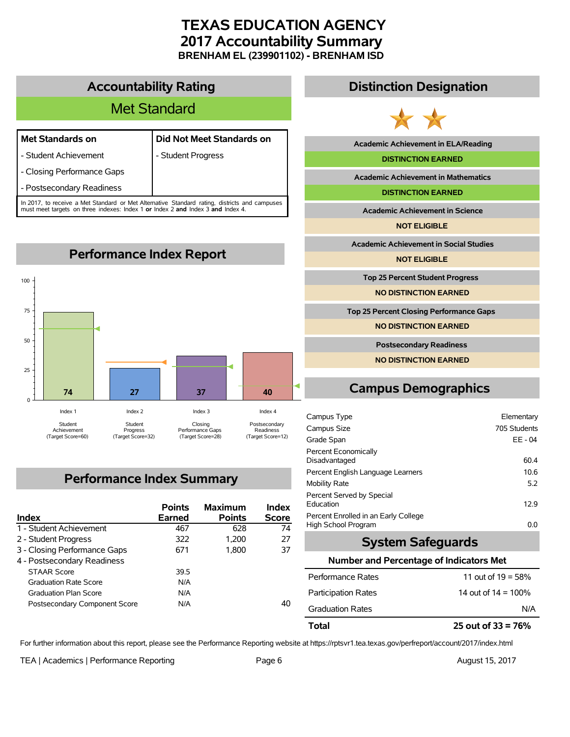# TEXAS EDUCATION AGENCY
# 2017 Accountability Summary
### BRENHAM EL (239901102) - BRENHAM ISD

## Accountability Rating

**Met Standard**

| Met Standards on | Did Not Meet Standards on |
|---|---|
| - Student Achievement | - Student Progress |
| - Closing Performance Gaps | |
| - Postsecondary Readiness | |

In 2017, to receive a Met Standard or Met Alternative Standard rating, districts and campuses must meet targets on three indexes: Index 1 **or** Index 2 **and** Index 3 **and** Index 4.

## Performance Index Report

| Index | Score | Target Score |
|---|---|---|
| Index 1 - Student Achievement | 74 | 60 |
| Index 2 - Student Progress | 27 | 32 |
| Index 3 - Closing Performance Gaps | 37 | 28 |
| Index 4 - Postsecondary Readiness | 40 | 12 |

## Performance Index Summary

| Index | Points Earned | Maximum Points | Index Score |
|---|---|---|---|
| 1 - Student Achievement | 467 | 628 | 74 |
| 2 - Student Progress | 322 | 1,200 | 27 |
| 3 - Closing Performance Gaps | 671 | 1,800 | 37 |
| 4 - Postsecondary Readiness | | | |
| STAAR Score | 39.5 | | |
| Graduation Rate Score | N/A | | |
| Graduation Plan Score | N/A | | |
| Postsecondary Component Score | N/A | | 40 |

## Distinction Designation

| Distinction | Status |
|---|---|
| Academic Achievement in ELA/Reading | DISTINCTION EARNED |
| Academic Achievement in Mathematics | DISTINCTION EARNED |
| Academic Achievement in Science | NOT ELIGIBLE |
| Academic Achievement in Social Studies | NOT ELIGIBLE |
| Top 25 Percent Student Progress | NO DISTINCTION EARNED |
| Top 25 Percent Closing Performance Gaps | NO DISTINCTION EARNED |
| Postsecondary Readiness | NO DISTINCTION EARNED |

## Campus Demographics

| | |
|---|---|
| Campus Type | Elementary |
| Campus Size | 705 Students |
| Grade Span | EE - 04 |
| Percent Economically Disadvantaged | 60.4 |
| Percent English Language Learners | 10.6 |
| Mobility Rate | 5.2 |
| Percent Served by Special Education | 12.9 |
| Percent Enrolled in an Early College High School Program | 0.0 |

## System Safeguards

**Number and Percentage of Indicators Met**

| | |
|---|---|
| Performance Rates | 11 out of 19 = 58% |
| Participation Rates | 14 out of 14 = 100% |
| Graduation Rates | N/A |
| **Total** | **25 out of 33 = 76%** |

For further information about this report, please see the Performance Reporting website at https://rptsvr1.tea.texas.gov/perfreport/account/2017/index.html

TEA | Academics | Performance Reporting — August 15, 2017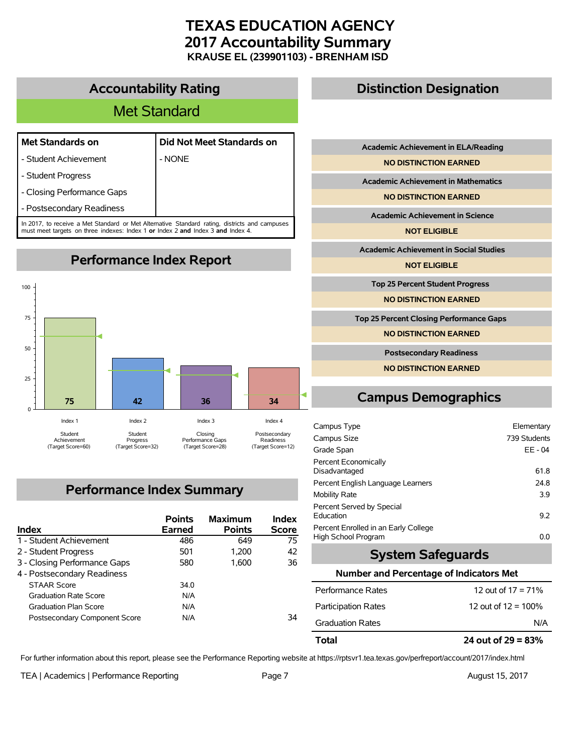# TEXAS EDUCATION AGENCY
# 2017 Accountability Summary
### KRAUSE EL (239901103) - BRENHAM ISD

## Accountability Rating

**Met Standard**

| Met Standards on | Did Not Meet Standards on |
|---|---|
| - Student Achievement | - NONE |
| - Student Progress | |
| - Closing Performance Gaps | |
| - Postsecondary Readiness | |

In 2017, to receive a Met Standard or Met Alternative Standard rating, districts and campuses must meet targets on three indexes: Index 1 **or** Index 2 **and** Index 3 **and** Index 4.

## Performance Index Report

100
75
50
25
0

75
42
36
34

Index 1
Student Achievement
(Target Score=60)

Index 2
Student Progress
(Target Score=32)

Index 3
Closing Performance Gaps
(Target Score=28)

Index 4
Postsecondary Readiness
(Target Score=12)

## Performance Index Summary

| Index | Points Earned | Maximum Points | Index Score |
|---|---|---|---|
| 1 - Student Achievement | 486 | 649 | 75 |
| 2 - Student Progress | 501 | 1,200 | 42 |
| 3 - Closing Performance Gaps | 580 | 1,600 | 36 |
| 4 - Postsecondary Readiness | | | |
| STAAR Score | 34.0 | | |
| Graduation Rate Score | N/A | | |
| Graduation Plan Score | N/A | | |
| Postsecondary Component Score | N/A | | 34 |

## Distinction Designation

| | |
|---|---|
| **Academic Achievement in ELA/Reading** | **NO DISTINCTION EARNED** |
| **Academic Achievement in Mathematics** | **NO DISTINCTION EARNED** |
| **Academic Achievement in Science** | **NOT ELIGIBLE** |
| **Academic Achievement in Social Studies** | **NOT ELIGIBLE** |
| **Top 25 Percent Student Progress** | **NO DISTINCTION EARNED** |
| **Top 25 Percent Closing Performance Gaps** | **NO DISTINCTION EARNED** |
| **Postsecondary Readiness** | **NO DISTINCTION EARNED** |

## Campus Demographics

| | |
|---|---|
| Campus Type | Elementary |
| Campus Size | 739 Students |
| Grade Span | EE - 04 |
| Percent Economically Disadvantaged | 61.8 |
| Percent English Language Learners | 24.8 |
| Mobility Rate | 3.9 |
| Percent Served by Special Education | 9.2 |
| Percent Enrolled in an Early College High School Program | 0.0 |

## System Safeguards

**Number and Percentage of Indicators Met**

| | |
|---|---|
| Performance Rates | 12 out of 17 = 71% |
| Participation Rates | 12 out of 12 = 100% |
| Graduation Rates | N/A |
| **Total** | **24 out of 29 = 83%** |

For further information about this report, please see the Performance Reporting website at https://rptsvr1.tea.texas.gov/perfreport/account/2017/index.html